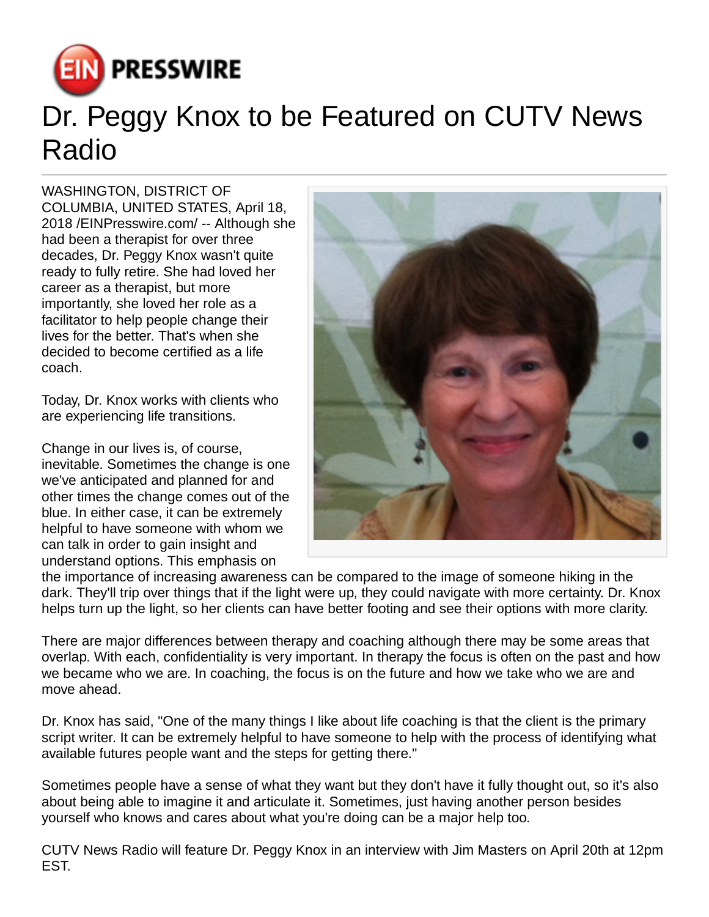# Dr. Peggy Knox to be Featured on CUTV News Radio

WASHINGTON, DISTRICT OF COLUMBIA, UNITED STATES, April 18, 2018 /EINPresswire.com/ -- Although she had been a therapist for over three decades, Dr. Peggy Knox wasn't quite ready to fully retire. She had loved her career as a therapist, but more importantly, she loved her role as a facilitator to help people change their lives for the better. That's when she decided to become certified as a life coach.

Today, Dr. Knox works with clients who are experiencing life transitions.

Change in our lives is, of course, inevitable. Sometimes the change is one we've anticipated and planned for and other times the change comes out of the blue. In either case, it can be extremely helpful to have someone with whom we can talk in order to gain insight and understand options. This emphasis on the importance of increasing awareness can be compared to the image of someone hiking in the dark. They'll trip over things that if the light were up, they could navigate with more certainty. Dr. Knox helps turn up the light, so her clients can have better footing and see their options with more clarity.

There are major differences between therapy and coaching although there may be some areas that overlap. With each, confidentiality is very important. In therapy the focus is often on the past and how we became who we are. In coaching, the focus is on the future and how we take who we are and move ahead.

Dr. Knox has said, "One of the many things I like about life coaching is that the client is the primary script writer. It can be extremely helpful to have someone to help with the process of identifying what available futures people want and the steps for getting there."

Sometimes people have a sense of what they want but they don't have it fully thought out, so it's also about being able to imagine it and articulate it. Sometimes, just having another person besides yourself who knows and cares about what you're doing can be a major help too.

CUTV News Radio will feature Dr. Peggy Knox in an interview with Jim Masters on April 20th at 12pm EST.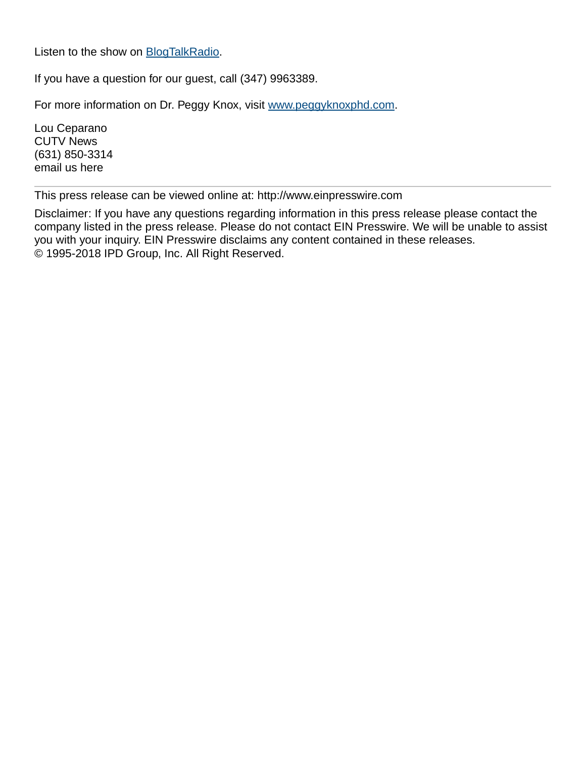Listen to the show on BlogTalkRadio.

If you have a question for our guest, call (347) 9963389.

For more information on Dr. Peggy Knox, visit www.peggyknoxphd.com.

Lou Ceparano
CUTV News
(631) 850-3314
email us here

---

This press release can be viewed online at: http://www.einpresswire.com

Disclaimer: If you have any questions regarding information in this press release please contact the company listed in the press release. Please do not contact EIN Presswire. We will be unable to assist you with your inquiry. EIN Presswire disclaims any content contained in these releases.
© 1995-2018 IPD Group, Inc. All Right Reserved.